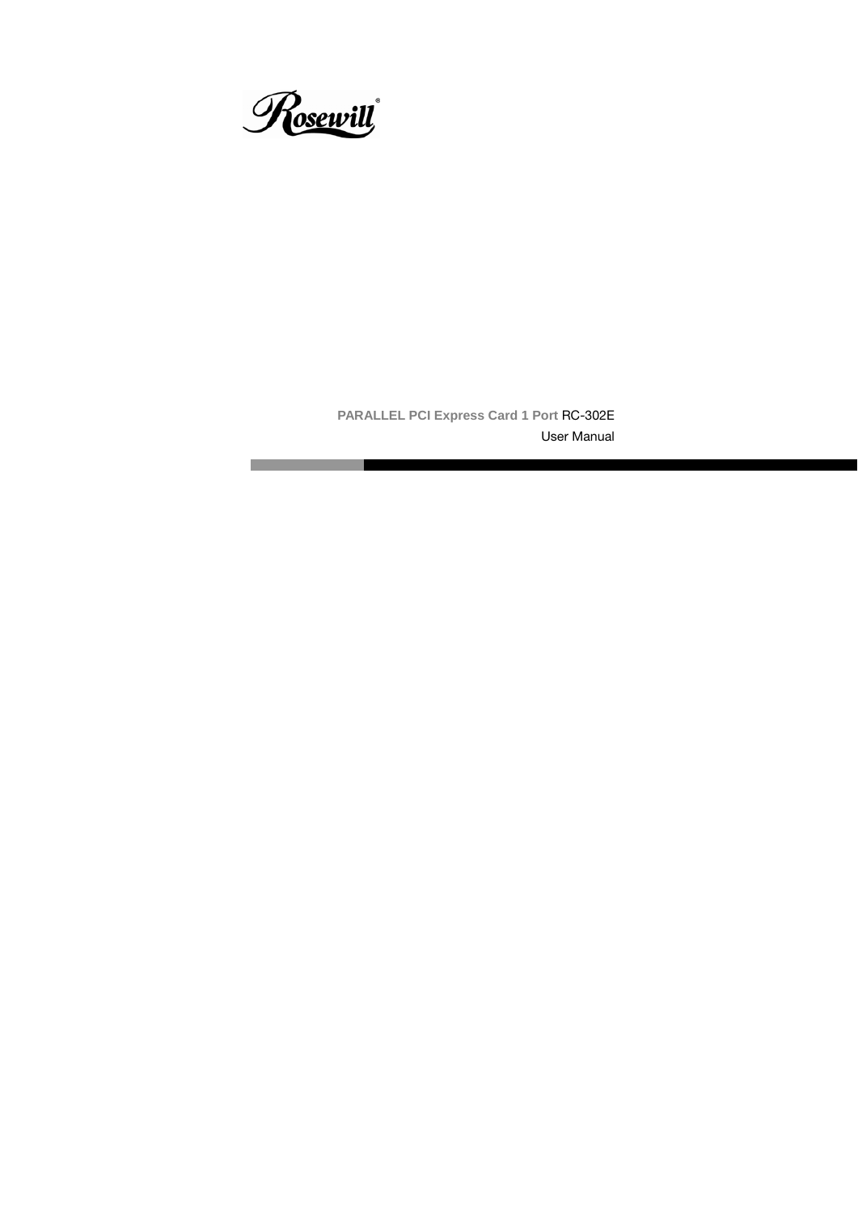Rosewill

**PARALLEL PCI Express Card 1 Port** RC-302E

User Manual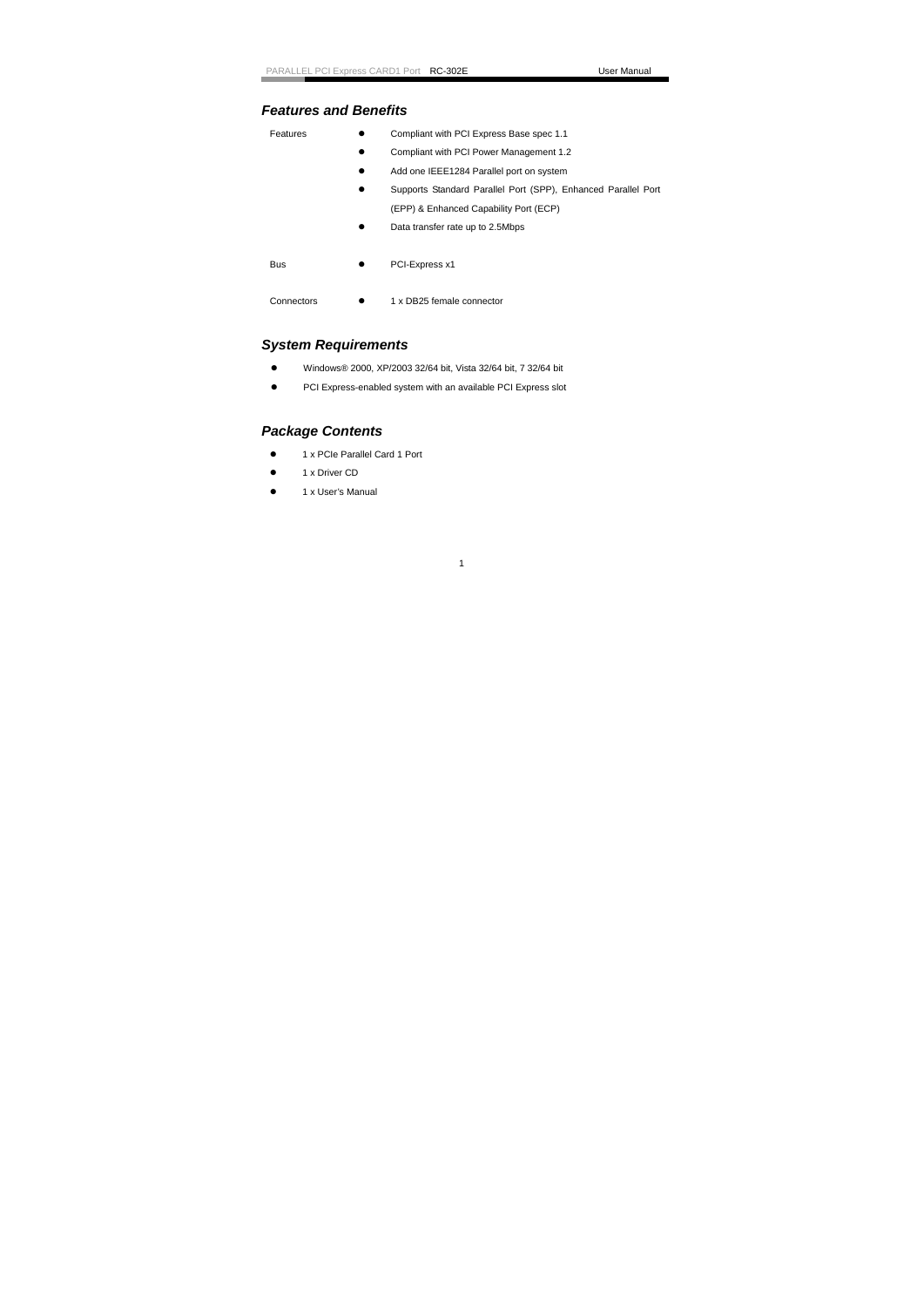## Features and Benefits

| | |
|---|---|
| Features | • Compliant with PCI Express Base spec 1.1<br>• Compliant with PCI Power Management 1.2<br>• Add one IEEE1284 Parallel port on system<br>• Supports Standard Parallel Port (SPP), Enhanced Parallel Port (EPP) & Enhanced Capability Port (ECP)<br>• Data transfer rate up to 2.5Mbps |
| Bus | • PCI-Express x1 |
| Connectors | • 1 x DB25 female connector |

## System Requirements

- Windows® 2000, XP/2003 32/64 bit, Vista 32/64 bit, 7 32/64 bit
- PCI Express-enabled system with an available PCI Express slot

## Package Contents

- 1 x PCIe Parallel Card 1 Port
- 1 x Driver CD
- 1 x User's Manual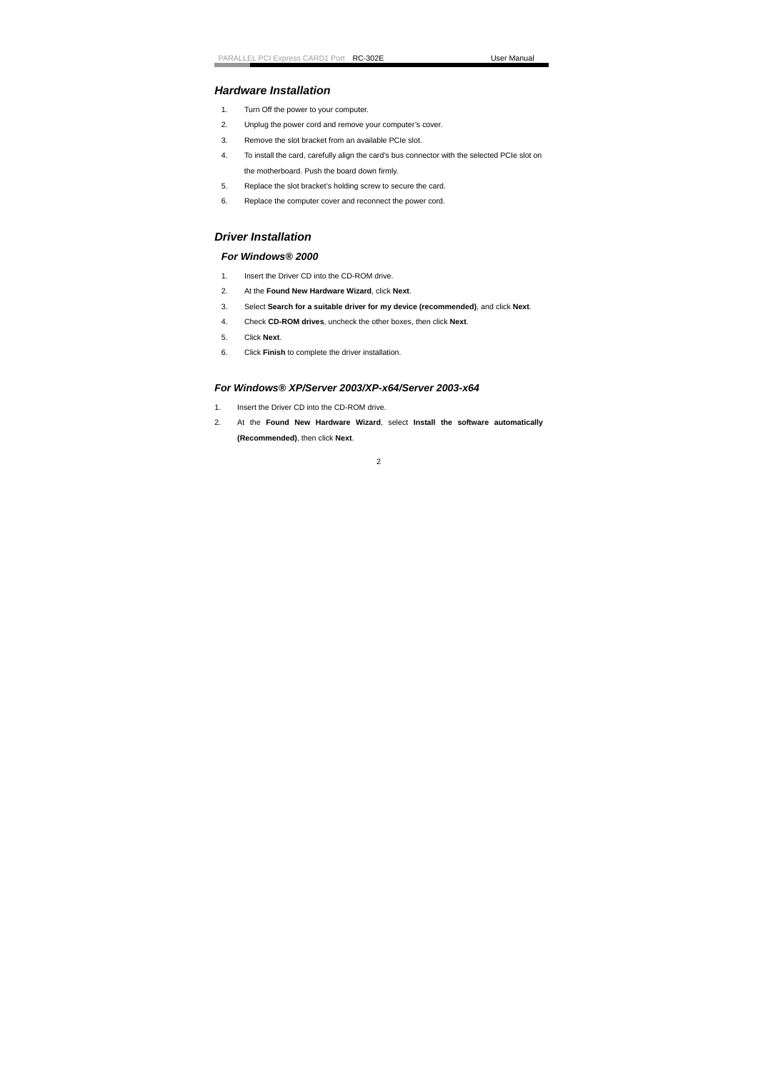## Hardware Installation

1. Turn Off the power to your computer.
2. Unplug the power cord and remove your computer's cover.
3. Remove the slot bracket from an available PCIe slot.
4. To install the card, carefully align the card's bus connector with the selected PCIe slot on the motherboard. Push the board down firmly.
5. Replace the slot bracket's holding screw to secure the card.
6. Replace the computer cover and reconnect the power cord.

## Driver Installation

### For Windows® 2000

1. Insert the Driver CD into the CD-ROM drive.
2. At the **Found New Hardware Wizard**, click **Next**.
3. Select **Search for a suitable driver for my device (recommended)**, and click **Next**.
4. Check **CD-ROM drives**, uncheck the other boxes, then click **Next**.
5. Click **Next**.
6. Click **Finish** to complete the driver installation.

### For Windows® XP/Server 2003/XP-x64/Server 2003-x64

1. Insert the Driver CD into the CD-ROM drive.
2. At the **Found New Hardware Wizard**, select **Install the software automatically (Recommended)**, then click **Next**.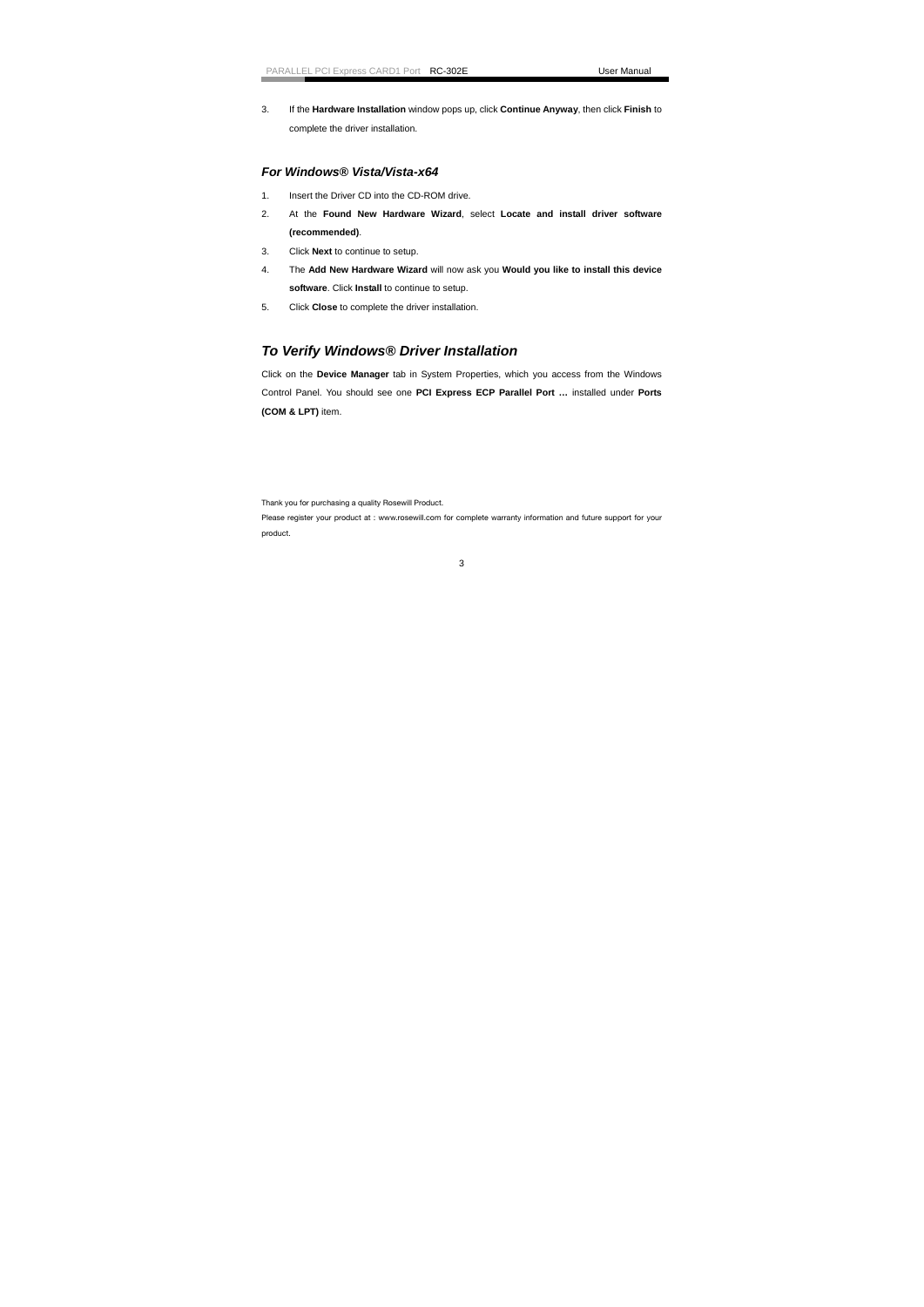3. If the **Hardware Installation** window pops up, click **Continue Anyway**, then click **Finish** to complete the driver installation.

### *For Windows® Vista/Vista-x64*

1. Insert the Driver CD into the CD-ROM drive.
2. At the **Found New Hardware Wizard**, select **Locate and install driver software (recommended)**.
3. Click **Next** to continue to setup.
4. The **Add New Hardware Wizard** will now ask you **Would you like to install this device software**. Click **Install** to continue to setup.
5. Click **Close** to complete the driver installation.

## *To Verify Windows® Driver Installation*

Click on the **Device Manager** tab in System Properties, which you access from the Windows Control Panel. You should see one **PCI Express ECP Parallel Port …** installed under **Ports (COM & LPT)** item.

Thank you for purchasing a quality Rosewill Product.

Please register your product at : www.rosewill.com for complete warranty information and future support for your product.